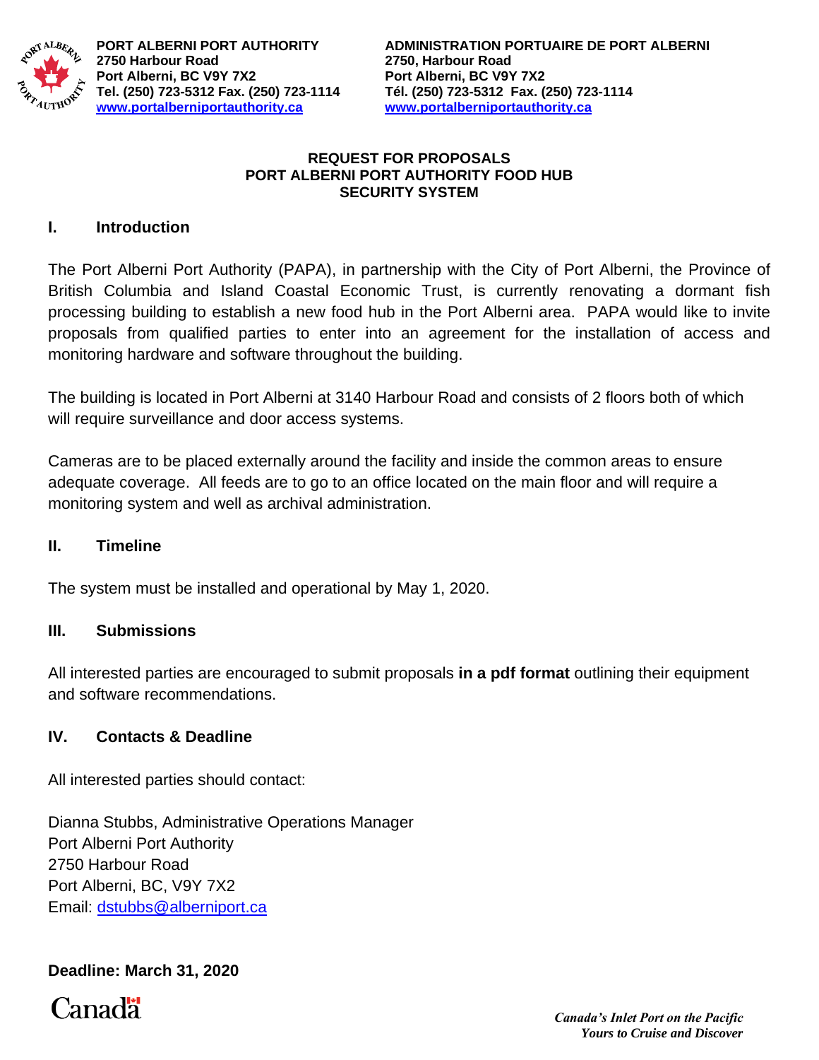**PORT ALBERNI PORT AUTHORITY**
**2750 Harbour Road**
**Port Alberni, BC V9Y 7X2**
**Tel. (250) 723-5312 Fax. (250) 723-1114**
**www.portalberniportauthority.ca**

**ADMINISTRATION PORTUAIRE DE PORT ALBERNI**
**2750, Harbour Road**
**Port Alberni, BC V9Y 7X2**
**Tél. (250) 723-5312 Fax. (250) 723-1114**
**www.portalberniportauthority.ca**

# REQUEST FOR PROPOSALS
# PORT ALBERNI PORT AUTHORITY FOOD HUB
# SECURITY SYSTEM

## I. Introduction

The Port Alberni Port Authority (PAPA), in partnership with the City of Port Alberni, the Province of British Columbia and Island Coastal Economic Trust, is currently renovating a dormant fish processing building to establish a new food hub in the Port Alberni area. PAPA would like to invite proposals from qualified parties to enter into an agreement for the installation of access and monitoring hardware and software throughout the building.

The building is located in Port Alberni at 3140 Harbour Road and consists of 2 floors both of which will require surveillance and door access systems.

Cameras are to be placed externally around the facility and inside the common areas to ensure adequate coverage. All feeds are to go to an office located on the main floor and will require a monitoring system and well as archival administration.

## II. Timeline

The system must be installed and operational by May 1, 2020.

## III. Submissions

All interested parties are encouraged to submit proposals **in a pdf format** outlining their equipment and software recommendations.

## IV. Contacts & Deadline

All interested parties should contact:

Dianna Stubbs, Administrative Operations Manager
Port Alberni Port Authority
2750 Harbour Road
Port Alberni, BC, V9Y 7X2
Email: dstubbs@alberniport.ca

**Deadline: March 31, 2020**

Canada

*Canada's Inlet Port on the Pacific*
*Yours to Cruise and Discover*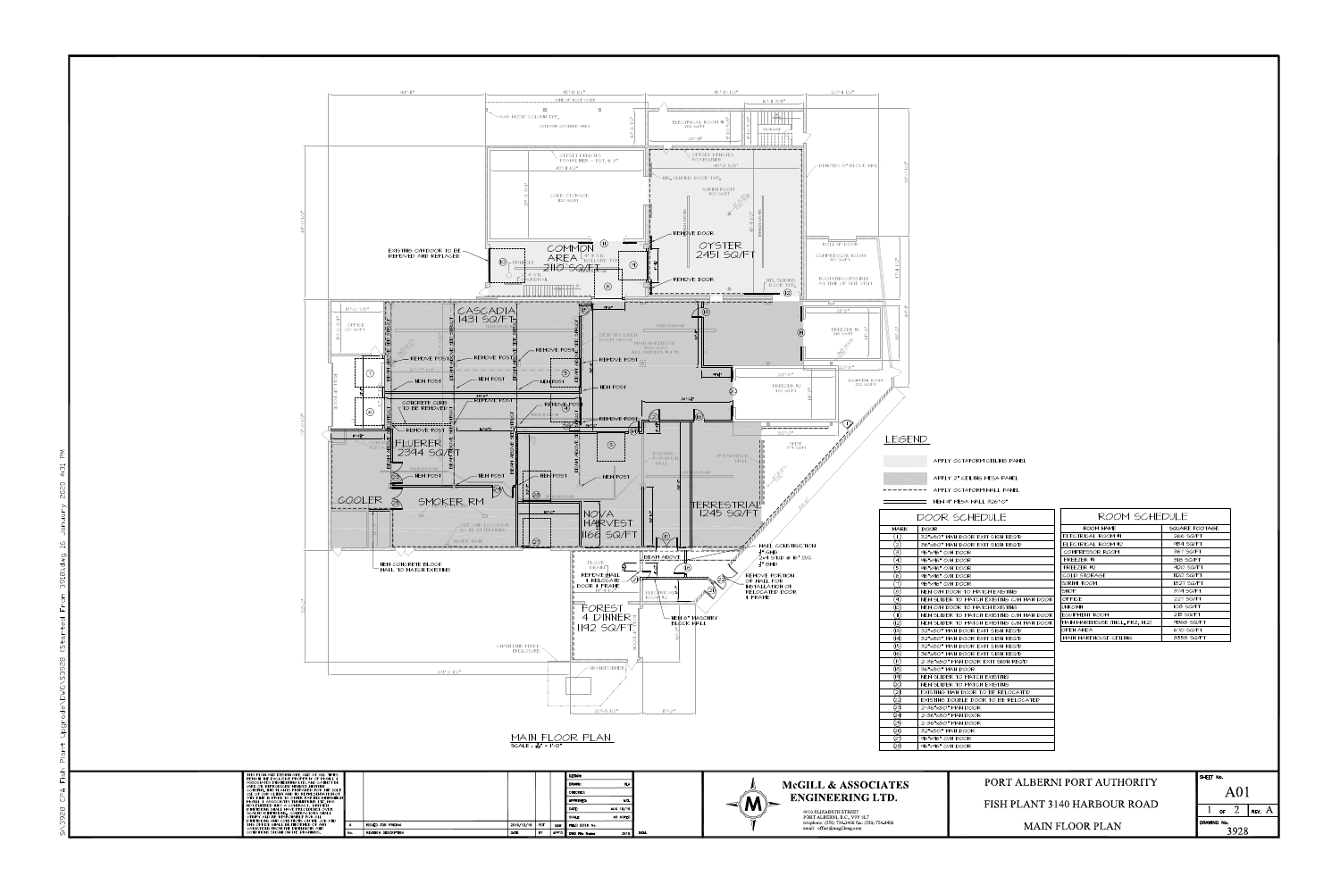# MAIN FLOOR PLAN

SCALE: 1/8" = 1'-0"

## LEGEND

- APPLY OCTAFORM CEILING PANEL
- APPLY 3" CEILING MISA PANEL
- APPLY OCTAFORM WALL PANEL
- NEW 4" MISA WALL R26'-0"

## DOOR SCHEDULE

| MARK | DOOR |
|---|---|
| 1 | 32"x80" MAN DOOR EXIT SIGN REQ'D |
| 2 | 36"x80" MAN DOOR EXIT SIGN REQ'D |
| 3 | 96"x96" O/H DOOR |
| 4 | 96"x96" O/H DOOR |
| 5 | 96"x96" O/H DOOR |
| 6 | 96"x96" O/H DOOR |
| 7 | 96"x96" O/H DOOR |
| 8 | NEW O/H DOOR TO MATCH EXISTING |
| 9 | NEW SLIDER TO MATCH EXISTING C/W MAN DOOR |
| 10 | NEW O/H DOOR TO MATCH EXISTING |
| 11 | NEW SLIDER TO MATCH EXISTING C/W MAN DOOR |
| 12 | NEW SLIDER TO MATCH EXISTING C/W MAN DOOR |
| 13 | 32"x80" MAN DOOR EXIT SIGN REQ'D |
| 14 | 32"x80" MAN DOOR EXIT SIGN REQ'D |
| 15 | 32"x80" MAN DOOR EXIT SIGN REQ'D |
| 16 | 36"x80" MAN DOOR EXIT SIGN REQ'D |
| 17 | 2-36"x80" MAN DOOR EXIT SIGN REQ'D |
| 18 | 36"x80" MAN DOOR |
| 19 | NEW SLIDER TO MATCH EXISTING |
| 20 | NEW SLIDER TO MATCH EXISTING |
| 21 | EXISTING MAN DOOR TO BE RELOCATED |
| 22 | EXISTING DOUBLE DOOR TO BE RELOCATED |
| 23 | 2-36"x80" MAN DOOR |
| 24 | 2-36"x80" MAN DOOR |
| 25 | 2-36"x80" MAN DOOR |
| 26 | 32"x80" MAN DOOR |
| 27 | 96"x96" O/H DOOR |
| 28 | 96"x96" O/H DOOR |

## ROOM SCHEDULE

| ROOM NAME | SQUARE FOOTAGE |
|---|---|
| ELECTRICAL ROOM #1 | 266 SQ/FT |
| ELECTRICAL ROOM #2 | 184 SQ/FT |
| COMPRESSOR ROOM | 367 SQ/FT |
| FREEZER #1 | 318 SQ/FT |
| FREEZER #2 | 420 SQ/FT |
| COLD STORAGE | 1120 SQ/FT |
| SURIMI ROOM | 1527 SQ/FT |
| SHOP | 304 SQ/FT |
| OFFICE | 227 SQ/FT |
| UNICORN | 108 SQ/FT |
| EQUIPMENT ROOM | 213 SQ/FT |
| MAIN WAREHOUSE (INCL. FRZ. 1&2) | 9865 SQ/FT |
| OPEN AREA | 670 SQ/FT |
| MAIN WAREHOUSE CEILING | 8558 SQ/FT |

## Plan Labels

- COMMON AREA 2110 SQ/FT
- OYSTER 2451 SQ/FT
- CASCADIA 1431 SQ/FT
- FLUERER 2344 SQ/FT
- COOLER
- SMOKER RM
- NOVA HARVEST 1166 SQ/FT
- TERRESTRIAL 1245 SQ/FT
- FOREST 4 DINNER 1192 SQ/FT
- ELECTRICAL ROOM #1 266 SQ/FT
- COLD STORAGE 1120 SQ/FT
- SURIMI ROOM 1527 SQ/FT
- COMPRESSOR ROOM 367 SQ/FT
- FREEZER #1 318 SQ/FT
- FREEZER #2 420 SQ/FT
- EQUIPMENT ROOM 213 SQ/FT
- SHOP 304 SQ/FT
- OFFICE 227 SQ/FT
- ELECTRICAL ROOM #2
- EXISTING O/H DOOR TO BE REMOVED AND REPLACED
- REMOVE DOOR
- REMOVE POST
- NEW POST
- CONCRETE CURB TO BE REMOVED
- NEW CONCRETE BLOCK WALL TO MATCH EXISTING
- REMOVE WALL & RELOCATE DOOR & FRAME
- BEAM ABOVE
- NEW 6" MASONRY BLOCK WALL
- WALL CONSTRUCTION: 1/2" GWB, 2x4 STUD @ 16" O/C, 1/2" GWB
- REMOVE PORTION OF WALL FOR INSTALLATION OF RELOCATED DOOR & FRAME
- ROOM INACCESSIBLE AT TIME OF SITE VISIT
- DENOTES 8" BLOCK WALL
- CHAINLINK FENCE ENCLOSURE
- TRANSFORMER

---

**McGILL & ASSOCIATES ENGINEERING LTD.**
4610 ELIZABETH STREET, PORT ALBERNI, B.C. V9Y 6L7

**PORT ALBERNI PORT AUTHORITY**
FISH PLANT 3140 HARBOUR ROAD
MAIN FLOOR PLAN

SHEET No. A01 — 1 OF 2 — REV. A
DRAWING No. 3928

| No. | REVISION DESCRIPTION | DATE | BY | APP'D |
|---|---|---|---|---|
| A | ISSUED FOR PRICING | 2019/12/16 | | |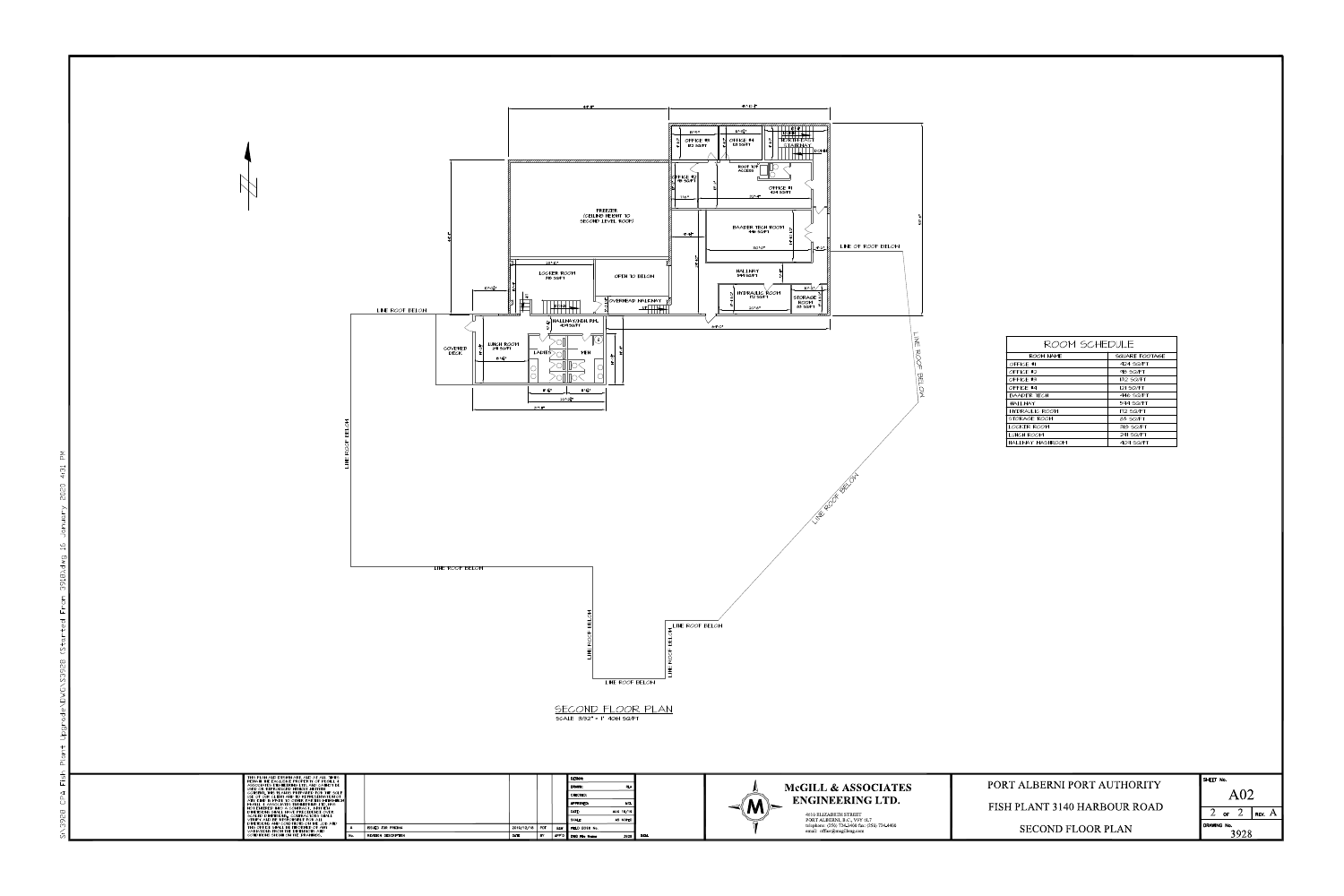## SECOND FLOOR PLAN

SCALE 3/32" = 1' 4081 SQ/FT

FREEZER (CEILING HEIGHT TO SECOND LEVEL ROOF)

OFFICE #3 172 SQ/FT

OFFICE #4 121 SQ/FT

NORTHEAST STAIRWAY

OFFICE #2 98 SQ/FT

ROOF TOP ACCESS

OFFICE #1 424 SQ/FT

BAADER TECH ROOM 446 SQ/FT

HALLWAY 594 SQ/FT

HYDRAULIC ROOM 112 SQ/FT

STORAGE ROOM 65 SQ/FT

LOCKER ROOM 319 SQ/FT

OPEN TO BELOW

OVERHEAD HALLWAY

HALLWAY/WASH RM. 424 SQ/FT

LUNCH ROOM 241 SQ/FT

COVERED DECK

LADIES

MEN

LINE ROOF BELOW

LINE OF ROOF BELOW

| ROOM SCHEDULE | |
|---|---|
| ROOM NAME | SQUARE FOOTAGE |
| OFFICE #1 | 424 SQ/FT |
| OFFICE #2 | 98 SQ/FT |
| OFFICE #3 | 172 SQ/FT |
| OFFICE #4 | 121 SQ/FT |
| BAADER TECH | 446 SQ/FT |
| HALLWAY | 594 SQ/FT |
| HYDRAULIC ROOM | 112 SQ/FT |
| STORAGE ROOM | 65 SQ/FT |
| LOCKER ROOM | 319 SQ/FT |
| LUNCH ROOM | 241 SQ/FT |
| HALLWAY WASHROOM | 424 SQ/FT |

| No. | REVISION DESCRIPTION | DATE | BY | APP'D |
|---|---|---|---|---|
| A | ISSUED FOR PRICING | 2019/12/05 | PDT | |

McGILL & ASSOCIATES ENGINEERING LTD.

4610 ELIZABETH STREET
PORT ALBERNI, B.C., V9Y 6L7
telephone: (250) 724-3400 fax: (250) 724-3401
email: office@mcgilleng.com

PORT ALBERNI PORT AUTHORITY

FISH PLANT 3140 HARBOUR ROAD

SECOND FLOOR PLAN

SHEET No. A02

2 OF 2 REV. A

DRAWING No. 3928

S:\3928 CPA Fish Plant Upgrade\DWG\3928 (Started From 3918).dwg 16 January 2020 4:31 PM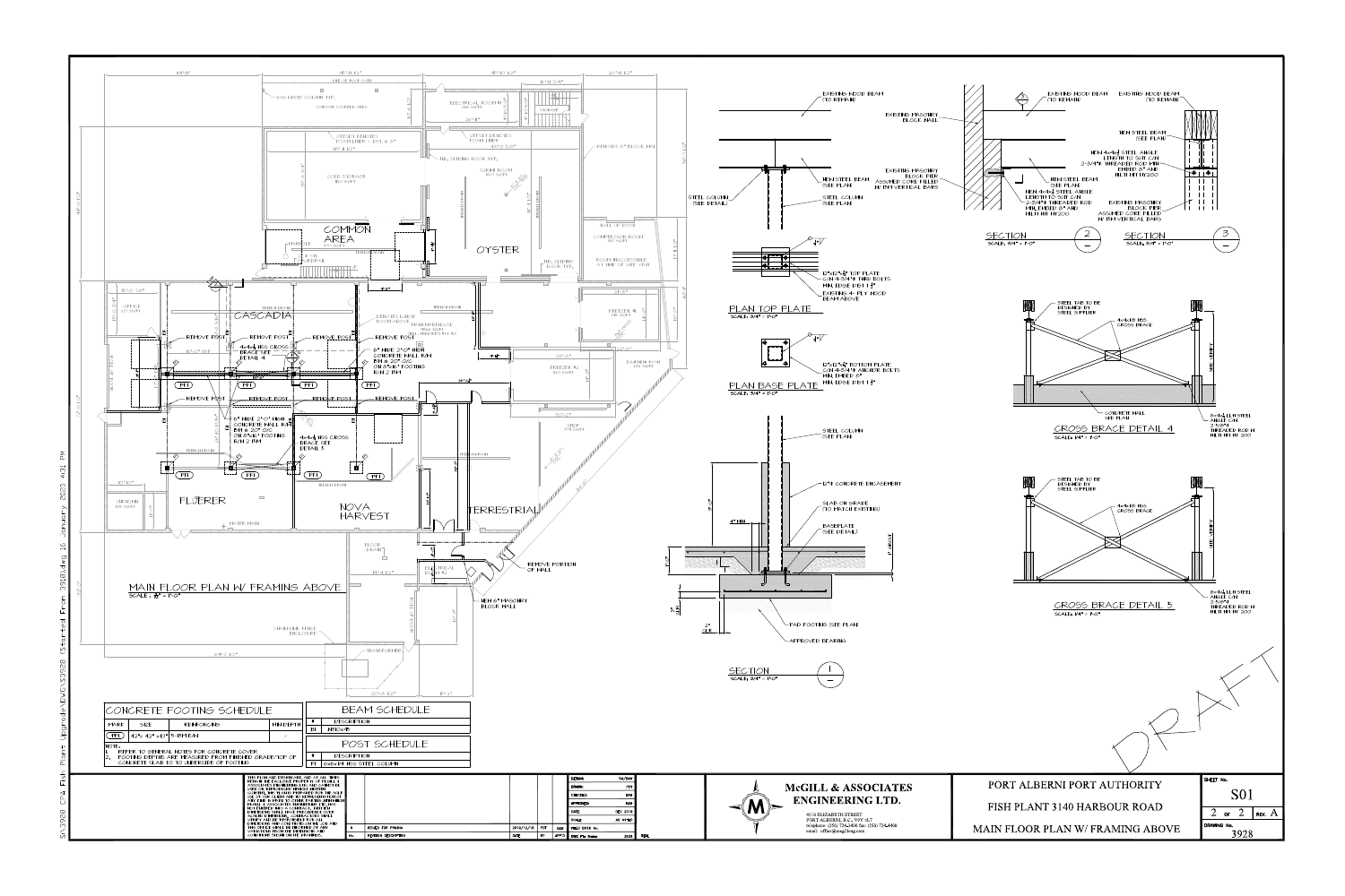# MAIN FLOOR PLAN W/ FRAMING ABOVE

SCALE: 1/8" = 1'-0"

COMMON AREA

OYSTER

CASCADIA

FLURER

NOVA HARVEST

TERRESTRIAL

REMOVE POST

4x4x1/4 HSS CROSS BRACE SEE DETAIL 4

4x4x1/4 HSS CROSS BRACE SEE DETAIL 5

6" WIDE 2'-0" HIGH CONCRETE WALL R/W 15M @ 20" O/C ON 8"x16" FOOTING R/W 2 15M

REMOVE PORTION OF WALL

NEW 6" MASONRY BLOCK WALL

| CONCRETE FOOTING SCHEDULE | | | |
| --- | --- | --- | --- |
| MARK | SIZE | REINFORCING | MIN.DEPTH |
| PF1 | 42"x 42" x 12" | 5-15M E/W | - |

NOTE:
1. REFER TO GENERAL NOTES FOR CONCRETE COVER.
2. FOOTING DEPTHS ARE MEASURED FROM FINISHED GRADE/TOP OF CONCRETE SLAB TO TO UNDERSIDE OF FOOTING.

| BEAM SCHEDULE | |
| --- | --- |
| # | DESCRIPTION |
| B1 | W10x45 |

| POST SCHEDULE | |
| --- | --- |
| # | DESCRIPTION |
| P1 | 4x4x1/4 HSS STEEL COLUMN |

EXISTING WOOD BEAM (TO REMAIN)

NEW STEEL BEAM (SEE PLAN)

STEEL COLUMN (SEE DETAIL)

STEEL COLUMN (SEE PLAN)

## PLAN TOP PLATE

SCALE: 3/4" = 1'-0"

12"x12"x3/4" TOP PLATE C/W 4-3/4"Ø THRU BOLTS MIN. EDGE DIST 1 1/2"

EXISTING 4-PLY WOOD BEAM ABOVE

## PLAN BASE PLATE

SCALE: 3/4" = 1'-0"

12"x12"x3/4" BOTTOM PLATE C/W 4-3/4"Ø ANCHOR BOLTS MIN. EMBED 6" MIN. EDGE DIST 1 1/2"

STEEL COLUMN (SEE PLAN)

12"Ø CONCRETE ENCASEMENT

SLAB ON GRADE (TO MATCH EXISTING)

BASEPLATE (SEE DETAIL)

PAD FOOTING (SEE PLAN)

APPROVED BEARING

## SECTION 1

SCALE: 3/4" = 1'-0"

EXISTING WOOD BEAM (TO REMAIN)

EXISTING MASONRY BLOCK WALL

EXISTING MASONRY BLOCK PIER ASSUMED CORE FILLED W/ 15M VERTICAL BARS

NEW STEEL BEAM (SEE PLAN)

NEW 4x4x1/4 STEEL ANGLE LENGTH TO SUIT C/W 2-3/4"Ø THREADED ROD MIN. EMBED 8" AND HILTI HIT HY200

## SECTION 2

SCALE: 3/4" = 1'-0"

EXISTING WOOD BEAM (TO REMAIN)

NEW STEEL BEAM (SEE PLAN)

NEW 4x4x1/4 STEEL ANGLE LENGTH TO SUIT C/W 2-3/4"Ø THREADED ROD MIN. EMBED 8" AND HILTI HIT HY200

EXISTING MASONRY BLOCK PIER ASSUMED CORE FILLED W/ 15M VERTICAL BARS

## SECTION 3

SCALE: 3/4" = 1'-0"

STEEL TAB TO BE DESIGNED BY STEEL SUPPLIER

4x4x1/4 HSS CROSS BRACE

CONCRETE WALL SEE PLAN

8x8x1/4 L STEEL ANGLE C/W 2-3/4"Ø THREADED ROD W HILTI HIT HY 200

## CROSS BRACE DETAIL 4

SCALE: 1/4" = 1'-0"

STEEL TAB TO BE DESIGNED BY STEEL SUPPLIER

4x4x1/4 HSS CROSS BRACE

8x8x1/4 L STEEL ANGLE C/W 2-3/4"Ø THREADED ROD W HILTI HIT HY 200

## CROSS BRACE DETAIL 5

SCALE: 1/4" = 1'-0"

DRAFT

| No. | REVISION DESCRIPTION | DATE | BY | APP'D |
| --- | --- | --- | --- | --- |
| A | ISSUED FOR PRICING | 2019/12/18 | PDT | SEB |

McGILL & ASSOCIATES ENGINEERING LTD.
4610 ELIZABETH STREET
PORT ALBERNI, B.C., V9Y 6L7
telephone: (250) 724-3400 fax: (250) 724-4400
email: office@mcgill-eng.com

PORT ALBERNI PORT AUTHORITY

FISH PLANT 3140 HARBOUR ROAD

MAIN FLOOR PLAN W/ FRAMING ABOVE

SHEET No. S01

2 of 2 REV. A

DRAWING No. 3928